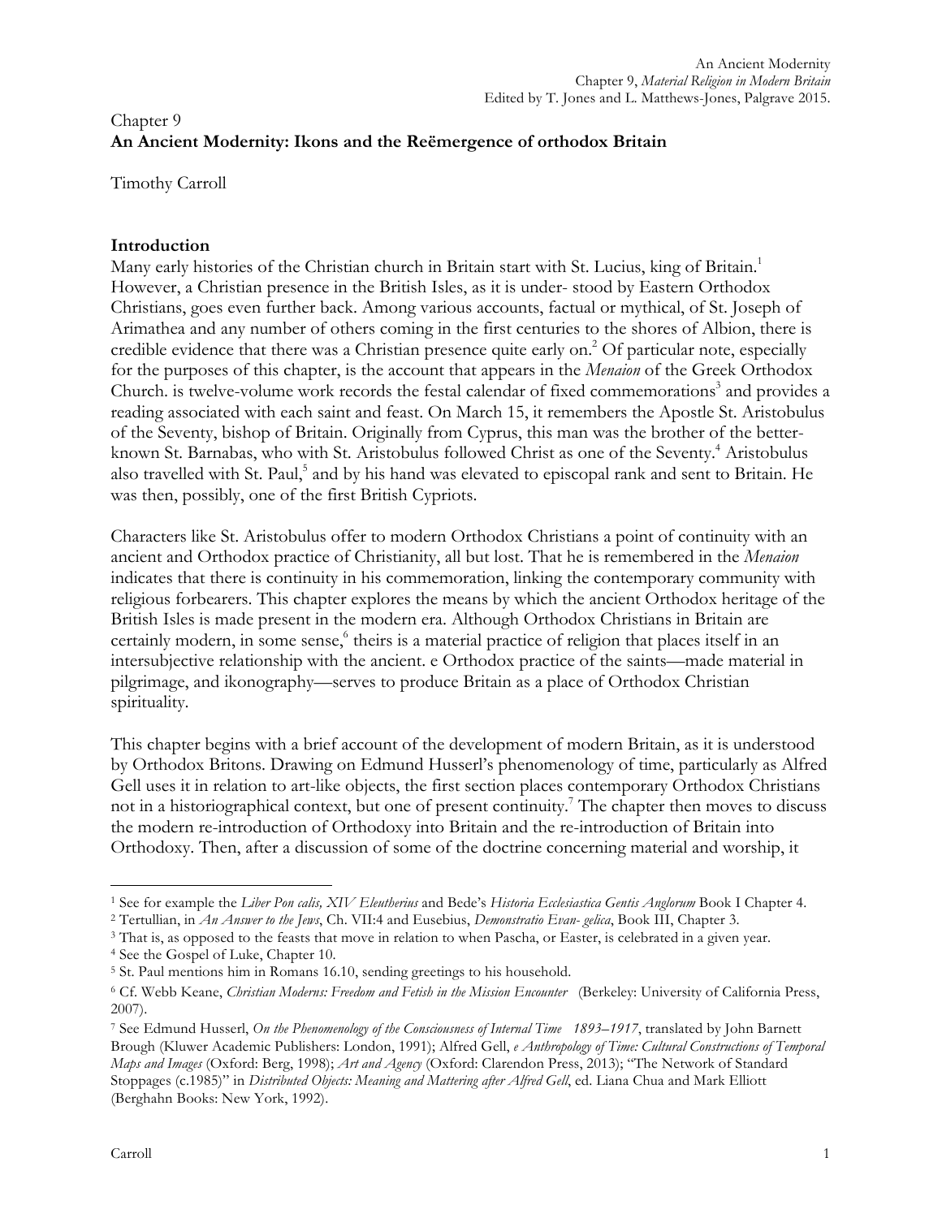Chapter 9

# An Ancient Modernity: Ikons and the Reëmergence of orthodox Britain

Timothy Carroll

## Introduction

Many early histories of the Christian church in Britain start with St. Lucius, king of Britain.[1] However, a Christian presence in the British Isles, as it is under- stood by Eastern Orthodox Christians, goes even further back. Among various accounts, factual or mythical, of St. Joseph of Arimathea and any number of others coming in the first centuries to the shores of Albion, there is credible evidence that there was a Christian presence quite early on.[2] Of particular note, especially for the purposes of this chapter, is the account that appears in the *Menaion* of the Greek Orthodox Church. is twelve-volume work records the festal calendar of fixed commemorations[3] and provides a reading associated with each saint and feast. On March 15, it remembers the Apostle St. Aristobulus of the Seventy, bishop of Britain. Originally from Cyprus, this man was the brother of the better-known St. Barnabas, who with St. Aristobulus followed Christ as one of the Seventy.[4] Aristobulus also travelled with St. Paul,[5] and by his hand was elevated to episcopal rank and sent to Britain. He was then, possibly, one of the first British Cypriots.

Characters like St. Aristobulus offer to modern Orthodox Christians a point of continuity with an ancient and Orthodox practice of Christianity, all but lost. That he is remembered in the *Menaion* indicates that there is continuity in his commemoration, linking the contemporary community with religious forbearers. This chapter explores the means by which the ancient Orthodox heritage of the British Isles is made present in the modern era. Although Orthodox Christians in Britain are certainly modern, in some sense,[6] theirs is a material practice of religion that places itself in an intersubjective relationship with the ancient. e Orthodox practice of the saints—made material in pilgrimage, and ikonography—serves to produce Britain as a place of Orthodox Christian spirituality.

This chapter begins with a brief account of the development of modern Britain, as it is understood by Orthodox Britons. Drawing on Edmund Husserl's phenomenology of time, particularly as Alfred Gell uses it in relation to art-like objects, the first section places contemporary Orthodox Christians not in a historiographical context, but one of present continuity.[7] The chapter then moves to discuss the modern re-introduction of Orthodoxy into Britain and the re-introduction of Britain into Orthodoxy. Then, after a discussion of some of the doctrine concerning material and worship, it

---

[1] See for example the *Liber Pon calis, XIV Eleutherius* and Bede's *Historia Ecclesiastica Gentis Anglorum* Book I Chapter 4.

[2] Tertullian, in *An Answer to the Jews*, Ch. VII:4 and Eusebius, *Demonstratio Evan- gelica*, Book III, Chapter 3.

[3] That is, as opposed to the feasts that move in relation to when Pascha, or Easter, is celebrated in a given year.

[4] See the Gospel of Luke, Chapter 10.

[5] St. Paul mentions him in Romans 16.10, sending greetings to his household.

[6] Cf. Webb Keane, *Christian Moderns: Freedom and Fetish in the Mission Encounter* (Berkeley: University of California Press, 2007).

[7] See Edmund Husserl, *On the Phenomenology of the Consciousness of Internal Time 1893–1917*, translated by John Barnett Brough (Kluwer Academic Publishers: London, 1991); Alfred Gell, *e Anthropology of Time: Cultural Constructions of Temporal Maps and Images* (Oxford: Berg, 1998); *Art and Agency* (Oxford: Clarendon Press, 2013); "The Network of Standard Stoppages (c.1985)" in *Distributed Objects: Meaning and Mattering after Alfred Gell*, ed. Liana Chua and Mark Elliott (Berghahn Books: New York, 1992).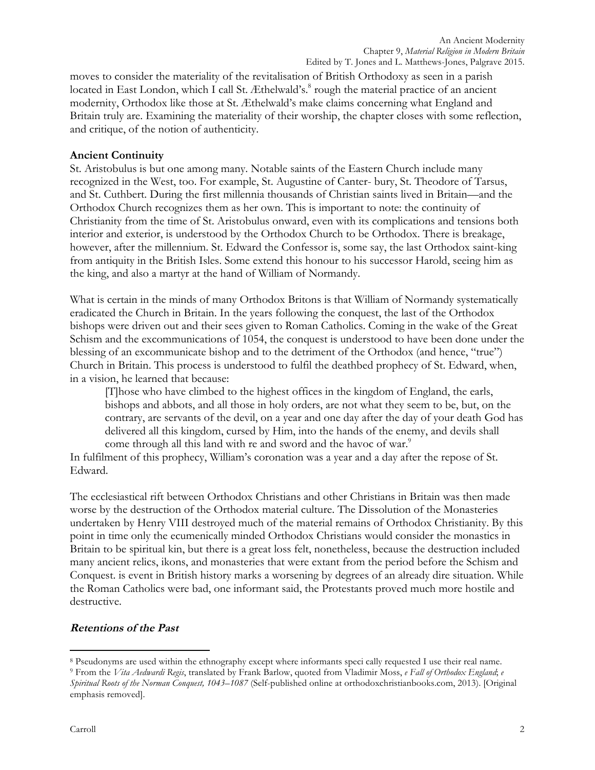moves to consider the materiality of the revitalisation of British Orthodoxy as seen in a parish located in East London, which I call St. Æthelwald's.[8] rough the material practice of an ancient modernity, Orthodox like those at St. Æthelwald's make claims concerning what England and Britain truly are. Examining the materiality of their worship, the chapter closes with some reflection, and critique, of the notion of authenticity.

**Ancient Continuity**

St. Aristobulus is but one among many. Notable saints of the Eastern Church include many recognized in the West, too. For example, St. Augustine of Canter- bury, St. Theodore of Tarsus, and St. Cuthbert. During the first millennia thousands of Christian saints lived in Britain—and the Orthodox Church recognizes them as her own. This is important to note: the continuity of Christianity from the time of St. Aristobulus onward, even with its complications and tensions both interior and exterior, is understood by the Orthodox Church to be Orthodox. There is breakage, however, after the millennium. St. Edward the Confessor is, some say, the last Orthodox saint-king from antiquity in the British Isles. Some extend this honour to his successor Harold, seeing him as the king, and also a martyr at the hand of William of Normandy.

What is certain in the minds of many Orthodox Britons is that William of Normandy systematically eradicated the Church in Britain. In the years following the conquest, the last of the Orthodox bishops were driven out and their sees given to Roman Catholics. Coming in the wake of the Great Schism and the excommunications of 1054, the conquest is understood to have been done under the blessing of an excommunicate bishop and to the detriment of the Orthodox (and hence, "true") Church in Britain. This process is understood to fulfil the deathbed prophecy of St. Edward, when, in a vision, he learned that because:

> [T]hose who have climbed to the highest offices in the kingdom of England, the earls, bishops and abbots, and all those in holy orders, are not what they seem to be, but, on the contrary, are servants of the devil, on a year and one day after the day of your death God has delivered all this kingdom, cursed by Him, into the hands of the enemy, and devils shall come through all this land with re and sword and the havoc of war.[9]

In fulfilment of this prophecy, William's coronation was a year and a day after the repose of St. Edward.

The ecclesiastical rift between Orthodox Christians and other Christians in Britain was then made worse by the destruction of the Orthodox material culture. The Dissolution of the Monasteries undertaken by Henry VIII destroyed much of the material remains of Orthodox Christianity. By this point in time only the ecumenically minded Orthodox Christians would consider the monastics in Britain to be spiritual kin, but there is a great loss felt, nonetheless, because the destruction included many ancient relics, ikons, and monasteries that were extant from the period before the Schism and Conquest. is event in British history marks a worsening by degrees of an already dire situation. While the Roman Catholics were bad, one informant said, the Protestants proved much more hostile and destructive.

***Retentions of the Past***

---

[8] Pseudonyms are used within the ethnography except where informants speci cally requested I use their real name.

[9] From the *Vita Aedwardi Regis*, translated by Frank Barlow, quoted from Vladimir Moss, *e Fall of Orthodox England*; *e Spiritual Roots of the Norman Conquest, 1043–1087* (Self-published online at orthodoxchristianbooks.com, 2013). [Original emphasis removed].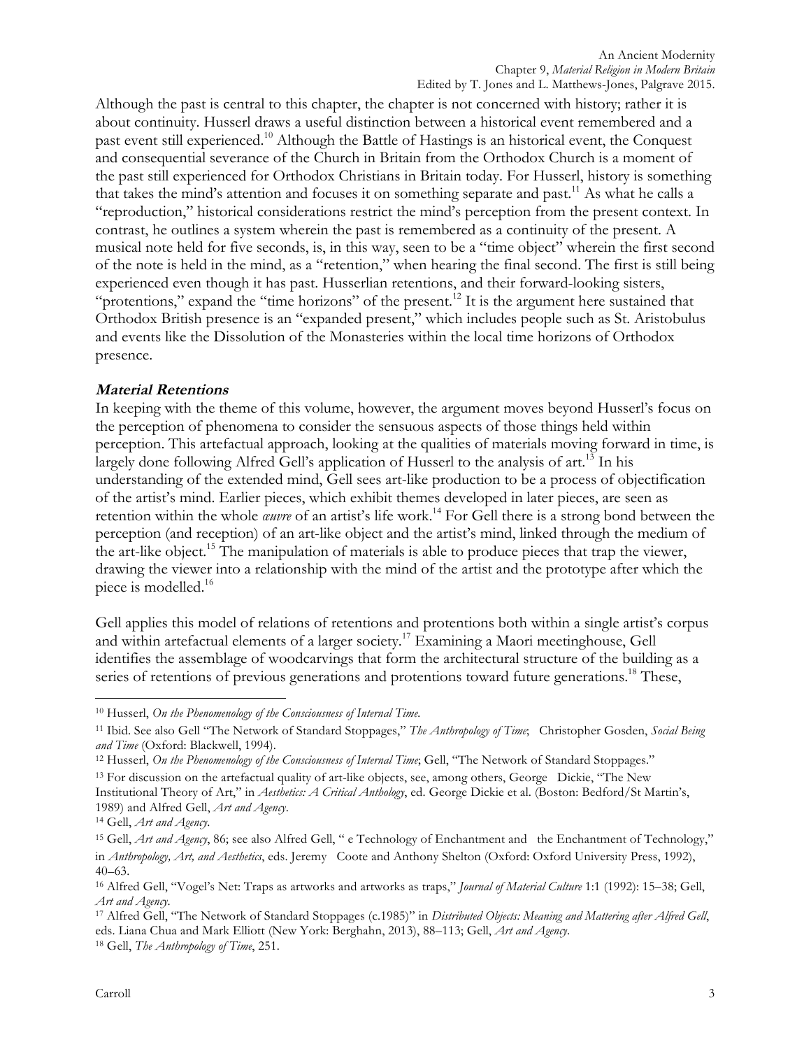Although the past is central to this chapter, the chapter is not concerned with history; rather it is about continuity. Husserl draws a useful distinction between a historical event remembered and a past event still experienced.[10] Although the Battle of Hastings is an historical event, the Conquest and consequential severance of the Church in Britain from the Orthodox Church is a moment of the past still experienced for Orthodox Christians in Britain today. For Husserl, history is something that takes the mind's attention and focuses it on something separate and past.[11] As what he calls a "reproduction," historical considerations restrict the mind's perception from the present context. In contrast, he outlines a system wherein the past is remembered as a continuity of the present. A musical note held for five seconds, is, in this way, seen to be a "time object" wherein the first second of the note is held in the mind, as a "retention," when hearing the final second. The first is still being experienced even though it has past. Husserlian retentions, and their forward-looking sisters, "protentions," expand the "time horizons" of the present.[12] It is the argument here sustained that Orthodox British presence is an "expanded present," which includes people such as St. Aristobulus and events like the Dissolution of the Monasteries within the local time horizons of Orthodox presence.

### ***Material Retentions***

In keeping with the theme of this volume, however, the argument moves beyond Husserl's focus on the perception of phenomena to consider the sensuous aspects of those things held within perception. This artefactual approach, looking at the qualities of materials moving forward in time, is largely done following Alfred Gell's application of Husserl to the analysis of art.[13] In his understanding of the extended mind, Gell sees art-like production to be a process of objectification of the artist's mind. Earlier pieces, which exhibit themes developed in later pieces, are seen as retention within the whole *œuvre* of an artist's life work.[14] For Gell there is a strong bond between the perception (and reception) of an art-like object and the artist's mind, linked through the medium of the art-like object.[15] The manipulation of materials is able to produce pieces that trap the viewer, drawing the viewer into a relationship with the mind of the artist and the prototype after which the piece is modelled.[16]

Gell applies this model of relations of retentions and protentions both within a single artist's corpus and within artefactual elements of a larger society.[17] Examining a Maori meetinghouse, Gell identifies the assemblage of woodcarvings that form the architectural structure of the building as a series of retentions of previous generations and protentions toward future generations.[18] These,

---

[10] Husserl, *On the Phenomenology of the Consciousness of Internal Time*.

[11] Ibid. See also Gell "The Network of Standard Stoppages," *The Anthropology of Time*; Christopher Gosden, *Social Being and Time* (Oxford: Blackwell, 1994).

[12] Husserl, *On the Phenomenology of the Consciousness of Internal Time*; Gell, "The Network of Standard Stoppages."

[13] For discussion on the artefactual quality of art-like objects, see, among others, George Dickie, "The New Institutional Theory of Art," in *Aesthetics: A Critical Anthology*, ed. George Dickie et al. (Boston: Bedford/St Martin's, 1989) and Alfred Gell, *Art and Agency*.

[14] Gell, *Art and Agency*.

[15] Gell, *Art and Agency*, 86; see also Alfred Gell, " e Technology of Enchantment and the Enchantment of Technology," in *Anthropology, Art, and Aesthetics*, eds. Jeremy Coote and Anthony Shelton (Oxford: Oxford University Press, 1992), 40–63.

[16] Alfred Gell, "Vogel's Net: Traps as artworks and artworks as traps," *Journal of Material Culture* 1:1 (1992): 15–38; Gell, *Art and Agency*.

[17] Alfred Gell, "The Network of Standard Stoppages (c.1985)" in *Distributed Objects: Meaning and Mattering after Alfred Gell*, eds. Liana Chua and Mark Elliott (New York: Berghahn, 2013), 88–113; Gell, *Art and Agency*.

[18] Gell, *The Anthropology of Time*, 251.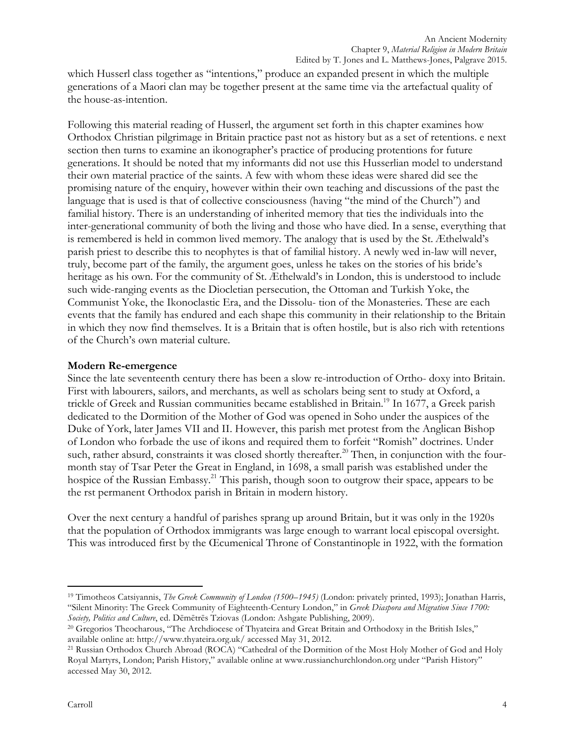which Husserl class together as "intentions," produce an expanded present in which the multiple generations of a Maori clan may be together present at the same time via the artefactual quality of the house-as-intention.

Following this material reading of Husserl, the argument set forth in this chapter examines how Orthodox Christian pilgrimage in Britain practice past not as history but as a set of retentions. e next section then turns to examine an ikonographer's practice of producing protentions for future generations. It should be noted that my informants did not use this Husserlian model to understand their own material practice of the saints. A few with whom these ideas were shared did see the promising nature of the enquiry, however within their own teaching and discussions of the past the language that is used is that of collective consciousness (having "the mind of the Church") and familial history. There is an understanding of inherited memory that ties the individuals into the inter-generational community of both the living and those who have died. In a sense, everything that is remembered is held in common lived memory. The analogy that is used by the St. Æthelwald's parish priest to describe this to neophytes is that of familial history. A newly wed in-law will never, truly, become part of the family, the argument goes, unless he takes on the stories of his bride's heritage as his own. For the community of St. Æthelwald's in London, this is understood to include such wide-ranging events as the Diocletian persecution, the Ottoman and Turkish Yoke, the Communist Yoke, the Ikonoclastic Era, and the Dissolu- tion of the Monasteries. These are each events that the family has endured and each shape this community in their relationship to the Britain in which they now find themselves. It is a Britain that is often hostile, but is also rich with retentions of the Church's own material culture.

**Modern Re-emergence**

Since the late seventeenth century there has been a slow re-introduction of Ortho- doxy into Britain. First with labourers, sailors, and merchants, as well as scholars being sent to study at Oxford, a trickle of Greek and Russian communities became established in Britain.[19] In 1677, a Greek parish dedicated to the Dormition of the Mother of God was opened in Soho under the auspices of the Duke of York, later James VII and II. However, this parish met protest from the Anglican Bishop of London who forbade the use of ikons and required them to forfeit "Romish" doctrines. Under such, rather absurd, constraints it was closed shortly thereafter.[20] Then, in conjunction with the four-month stay of Tsar Peter the Great in England, in 1698, a small parish was established under the hospice of the Russian Embassy.[21] This parish, though soon to outgrow their space, appears to be the rst permanent Orthodox parish in Britain in modern history.

Over the next century a handful of parishes sprang up around Britain, but it was only in the 1920s that the population of Orthodox immigrants was large enough to warrant local episcopal oversight. This was introduced first by the Œcumenical Throne of Constantinople in 1922, with the formation

---

[19] Timotheos Catsiyannis, *The Greek Community of London (1500–1945)* (London: privately printed, 1993); Jonathan Harris, "Silent Minority: The Greek Community of Eighteenth-Century London," in *Greek Diaspora and Migration Since 1700: Society, Politics and Culture*, ed. Dēmētrēs Tziovas (London: Ashgate Publishing, 2009).

[20] Gregorios Theocharous, "The Archdiocese of Thyateira and Great Britain and Orthodoxy in the British Isles," available online at: http://www.thyateira.org.uk/ accessed May 31, 2012.

[21] Russian Orthodox Church Abroad (ROCA) "Cathedral of the Dormition of the Most Holy Mother of God and Holy Royal Martyrs, London; Parish History," available online at www.russianchurchlondon.org under "Parish History" accessed May 30, 2012.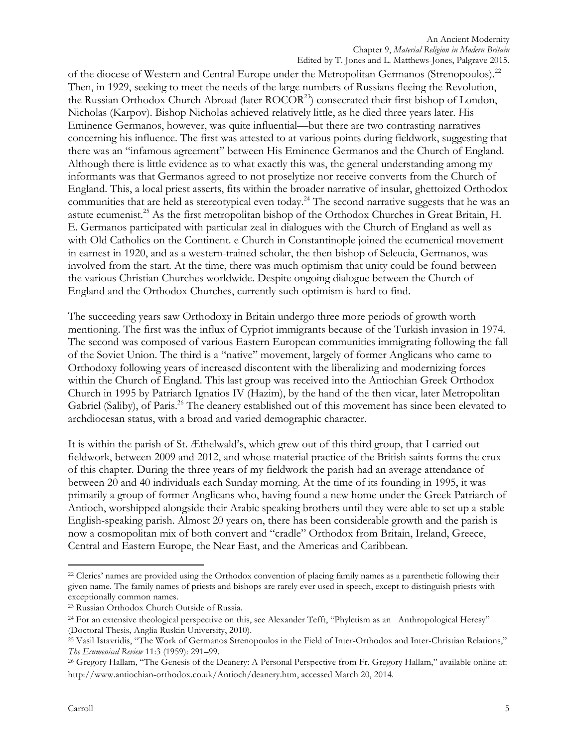of the diocese of Western and Central Europe under the Metropolitan Germanos (Strenopoulos).[22] Then, in 1929, seeking to meet the needs of the large numbers of Russians fleeing the Revolution, the Russian Orthodox Church Abroad (later ROCOR[23]) consecrated their first bishop of London, Nicholas (Karpov). Bishop Nicholas achieved relatively little, as he died three years later. His Eminence Germanos, however, was quite influential—but there are two contrasting narratives concerning his influence. The first was attested to at various points during fieldwork, suggesting that there was an "infamous agreement" between His Eminence Germanos and the Church of England. Although there is little evidence as to what exactly this was, the general understanding among my informants was that Germanos agreed to not proselytize nor receive converts from the Church of England. This, a local priest asserts, fits within the broader narrative of insular, ghettoized Orthodox communities that are held as stereotypical even today.[24] The second narrative suggests that he was an astute ecumenist.[25] As the first metropolitan bishop of the Orthodox Churches in Great Britain, H. E. Germanos participated with particular zeal in dialogues with the Church of England as well as with Old Catholics on the Continent. e Church in Constantinople joined the ecumenical movement in earnest in 1920, and as a western-trained scholar, the then bishop of Seleucia, Germanos, was involved from the start. At the time, there was much optimism that unity could be found between the various Christian Churches worldwide. Despite ongoing dialogue between the Church of England and the Orthodox Churches, currently such optimism is hard to find.

The succeeding years saw Orthodoxy in Britain undergo three more periods of growth worth mentioning. The first was the influx of Cypriot immigrants because of the Turkish invasion in 1974. The second was composed of various Eastern European communities immigrating following the fall of the Soviet Union. The third is a "native" movement, largely of former Anglicans who came to Orthodoxy following years of increased discontent with the liberalizing and modernizing forces within the Church of England. This last group was received into the Antiochian Greek Orthodox Church in 1995 by Patriarch Ignatios IV (Hazim), by the hand of the then vicar, later Metropolitan Gabriel (Saliby), of Paris.[26] The deanery established out of this movement has since been elevated to archdiocesan status, with a broad and varied demographic character.

It is within the parish of St. Æthelwald's, which grew out of this third group, that I carried out fieldwork, between 2009 and 2012, and whose material practice of the British saints forms the crux of this chapter. During the three years of my fieldwork the parish had an average attendance of between 20 and 40 individuals each Sunday morning. At the time of its founding in 1995, it was primarily a group of former Anglicans who, having found a new home under the Greek Patriarch of Antioch, worshipped alongside their Arabic speaking brothers until they were able to set up a stable English-speaking parish. Almost 20 years on, there has been considerable growth and the parish is now a cosmopolitan mix of both convert and "cradle" Orthodox from Britain, Ireland, Greece, Central and Eastern Europe, the Near East, and the Americas and Caribbean.

---

[22] Clerics' names are provided using the Orthodox convention of placing family names as a parenthetic following their given name. The family names of priests and bishops are rarely ever used in speech, except to distinguish priests with exceptionally common names.

[23] Russian Orthodox Church Outside of Russia.

[24] For an extensive theological perspective on this, see Alexander Tefft, "Phyletism as an Anthropological Heresy" (Doctoral Thesis, Anglia Ruskin University, 2010).

[25] Vasil Istavridis, "The Work of Germanos Strenopoulos in the Field of Inter-Orthodox and Inter-Christian Relations," *The Ecumenical Review* 11:3 (1959): 291–99.

[26] Gregory Hallam, "The Genesis of the Deanery: A Personal Perspective from Fr. Gregory Hallam," available online at: http://www.antiochian-orthodox.co.uk/Antioch/deanery.htm, accessed March 20, 2014.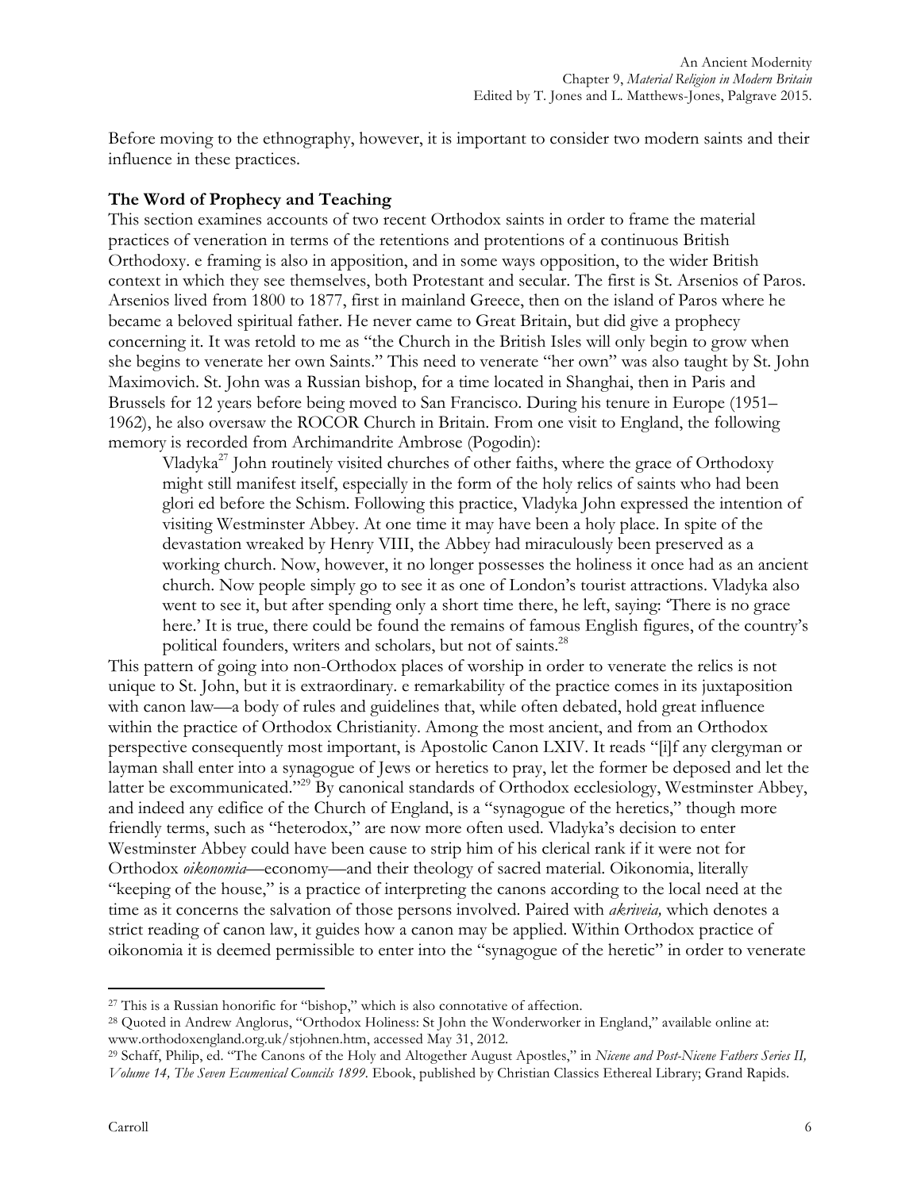Before moving to the ethnography, however, it is important to consider two modern saints and their influence in these practices.

### The Word of Prophecy and Teaching

This section examines accounts of two recent Orthodox saints in order to frame the material practices of veneration in terms of the retentions and protentions of a continuous British Orthodoxy. e framing is also in apposition, and in some ways opposition, to the wider British context in which they see themselves, both Protestant and secular. The first is St. Arsenios of Paros. Arsenios lived from 1800 to 1877, first in mainland Greece, then on the island of Paros where he became a beloved spiritual father. He never came to Great Britain, but did give a prophecy concerning it. It was retold to me as "the Church in the British Isles will only begin to grow when she begins to venerate her own Saints." This need to venerate "her own" was also taught by St. John Maximovich. St. John was a Russian bishop, for a time located in Shanghai, then in Paris and Brussels for 12 years before being moved to San Francisco. During his tenure in Europe (1951–1962), he also oversaw the ROCOR Church in Britain. From one visit to England, the following memory is recorded from Archimandrite Ambrose (Pogodin):

> Vladyka[27] John routinely visited churches of other faiths, where the grace of Orthodoxy might still manifest itself, especially in the form of the holy relics of saints who had been glori ed before the Schism. Following this practice, Vladyka John expressed the intention of visiting Westminster Abbey. At one time it may have been a holy place. In spite of the devastation wreaked by Henry VIII, the Abbey had miraculously been preserved as a working church. Now, however, it no longer possesses the holiness it once had as an ancient church. Now people simply go to see it as one of London's tourist attractions. Vladyka also went to see it, but after spending only a short time there, he left, saying: 'There is no grace here.' It is true, there could be found the remains of famous English figures, of the country's political founders, writers and scholars, but not of saints.[28]

This pattern of going into non-Orthodox places of worship in order to venerate the relics is not unique to St. John, but it is extraordinary. e remarkability of the practice comes in its juxtaposition with canon law—a body of rules and guidelines that, while often debated, hold great influence within the practice of Orthodox Christianity. Among the most ancient, and from an Orthodox perspective consequently most important, is Apostolic Canon LXIV. It reads "[i]f any clergyman or layman shall enter into a synagogue of Jews or heretics to pray, let the former be deposed and let the latter be excommunicated."[29] By canonical standards of Orthodox ecclesiology, Westminster Abbey, and indeed any edifice of the Church of England, is a "synagogue of the heretics," though more friendly terms, such as "heterodox," are now more often used. Vladyka's decision to enter Westminster Abbey could have been cause to strip him of his clerical rank if it were not for Orthodox *oikonomia*—economy—and their theology of sacred material. Oikonomia, literally "keeping of the house," is a practice of interpreting the canons according to the local need at the time as it concerns the salvation of those persons involved. Paired with *akriveia,* which denotes a strict reading of canon law, it guides how a canon may be applied. Within Orthodox practice of oikonomia it is deemed permissible to enter into the "synagogue of the heretic" in order to venerate

---

[27] This is a Russian honorific for "bishop," which is also connotative of affection.

[28] Quoted in Andrew Anglorus, "Orthodox Holiness: St John the Wonderworker in England," available online at: www.orthodoxengland.org.uk/stjohnen.htm, accessed May 31, 2012.

[29] Schaff, Philip, ed. "The Canons of the Holy and Altogether August Apostles," in *Nicene and Post-Nicene Fathers Series II, Volume 14, The Seven Ecumenical Councils 1899.* Ebook, published by Christian Classics Ethereal Library; Grand Rapids.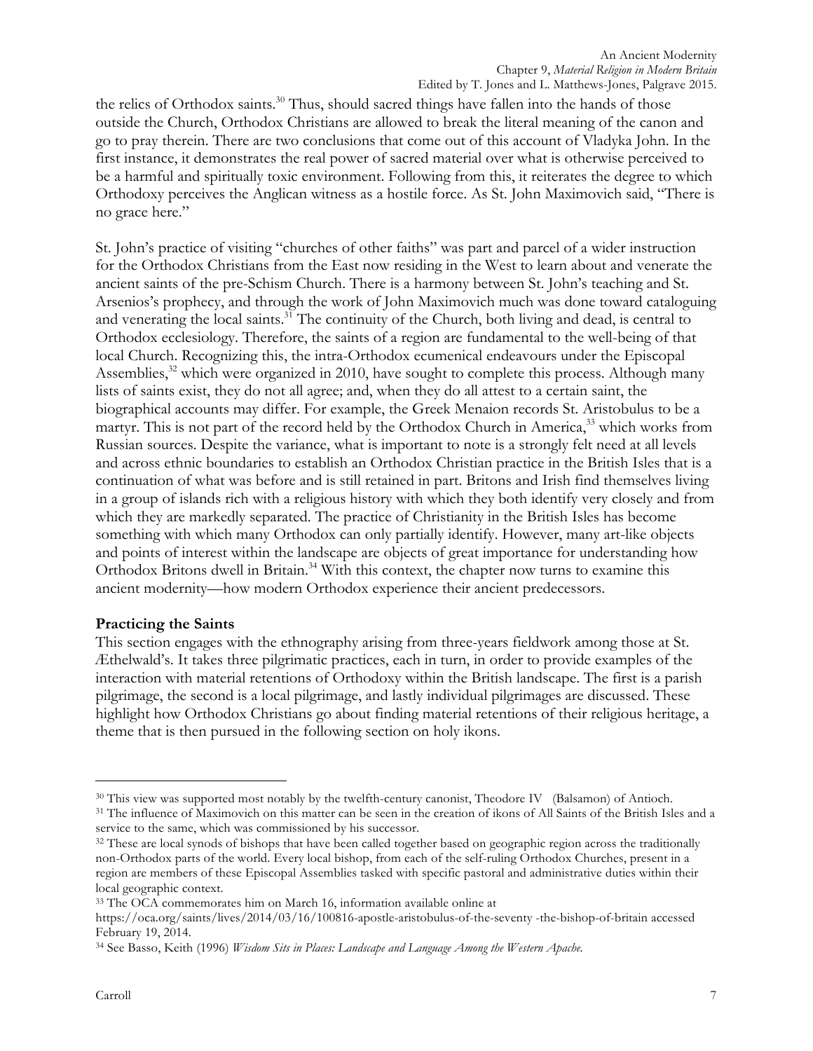the relics of Orthodox saints.[30] Thus, should sacred things have fallen into the hands of those outside the Church, Orthodox Christians are allowed to break the literal meaning of the canon and go to pray therein. There are two conclusions that come out of this account of Vladyka John. In the first instance, it demonstrates the real power of sacred material over what is otherwise perceived to be a harmful and spiritually toxic environment. Following from this, it reiterates the degree to which Orthodoxy perceives the Anglican witness as a hostile force. As St. John Maximovich said, "There is no grace here."

St. John's practice of visiting "churches of other faiths" was part and parcel of a wider instruction for the Orthodox Christians from the East now residing in the West to learn about and venerate the ancient saints of the pre-Schism Church. There is a harmony between St. John's teaching and St. Arsenios's prophecy, and through the work of John Maximovich much was done toward cataloguing and venerating the local saints.[31] The continuity of the Church, both living and dead, is central to Orthodox ecclesiology. Therefore, the saints of a region are fundamental to the well-being of that local Church. Recognizing this, the intra-Orthodox ecumenical endeavours under the Episcopal Assemblies,[32] which were organized in 2010, have sought to complete this process. Although many lists of saints exist, they do not all agree; and, when they do all attest to a certain saint, the biographical accounts may differ. For example, the Greek Menaion records St. Aristobulus to be a martyr. This is not part of the record held by the Orthodox Church in America,[33] which works from Russian sources. Despite the variance, what is important to note is a strongly felt need at all levels and across ethnic boundaries to establish an Orthodox Christian practice in the British Isles that is a continuation of what was before and is still retained in part. Britons and Irish find themselves living in a group of islands rich with a religious history with which they both identify very closely and from which they are markedly separated. The practice of Christianity in the British Isles has become something with which many Orthodox can only partially identify. However, many art-like objects and points of interest within the landscape are objects of great importance for understanding how Orthodox Britons dwell in Britain.[34] With this context, the chapter now turns to examine this ancient modernity—how modern Orthodox experience their ancient predecessors.

### Practicing the Saints

This section engages with the ethnography arising from three-years fieldwork among those at St. Æthelwald's. It takes three pilgrimatic practices, each in turn, in order to provide examples of the interaction with material retentions of Orthodoxy within the British landscape. The first is a parish pilgrimage, the second is a local pilgrimage, and lastly individual pilgrimages are discussed. These highlight how Orthodox Christians go about finding material retentions of their religious heritage, a theme that is then pursued in the following section on holy ikons.

---

[30] This view was supported most notably by the twelfth-century canonist, Theodore IV (Balsamon) of Antioch.

[31] The influence of Maximovich on this matter can be seen in the creation of ikons of All Saints of the British Isles and a service to the same, which was commissioned by his successor.

[32] These are local synods of bishops that have been called together based on geographic region across the traditionally non-Orthodox parts of the world. Every local bishop, from each of the self-ruling Orthodox Churches, present in a region are members of these Episcopal Assemblies tasked with specific pastoral and administrative duties within their local geographic context.

[33] The OCA commemorates him on March 16, information available online at https://oca.org/saints/lives/2014/03/16/100816-apostle-aristobulus-of-the-seventy -the-bishop-of-britain accessed February 19, 2014.

[34] See Basso, Keith (1996) *Wisdom Sits in Places: Landscape and Language Among the Western Apache.*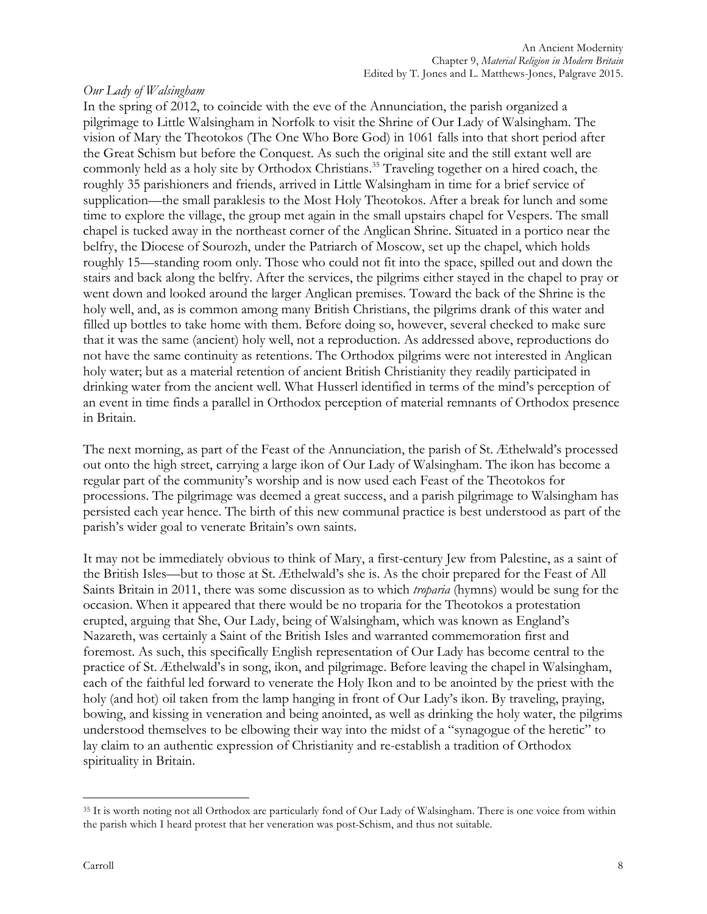*Our Lady of Walsingham*

In the spring of 2012, to coincide with the eve of the Annunciation, the parish organized a pilgrimage to Little Walsingham in Norfolk to visit the Shrine of Our Lady of Walsingham. The vision of Mary the Theotokos (The One Who Bore God) in 1061 falls into that short period after the Great Schism but before the Conquest. As such the original site and the still extant well are commonly held as a holy site by Orthodox Christians.[35] Traveling together on a hired coach, the roughly 35 parishioners and friends, arrived in Little Walsingham in time for a brief service of supplication—the small paraklesis to the Most Holy Theotokos. After a break for lunch and some time to explore the village, the group met again in the small upstairs chapel for Vespers. The small chapel is tucked away in the northeast corner of the Anglican Shrine. Situated in a portico near the belfry, the Diocese of Sourozh, under the Patriarch of Moscow, set up the chapel, which holds roughly 15—standing room only. Those who could not fit into the space, spilled out and down the stairs and back along the belfry. After the services, the pilgrims either stayed in the chapel to pray or went down and looked around the larger Anglican premises. Toward the back of the Shrine is the holy well, and, as is common among many British Christians, the pilgrims drank of this water and filled up bottles to take home with them. Before doing so, however, several checked to make sure that it was the same (ancient) holy well, not a reproduction. As addressed above, reproductions do not have the same continuity as retentions. The Orthodox pilgrims were not interested in Anglican holy water; but as a material retention of ancient British Christianity they readily participated in drinking water from the ancient well. What Husserl identified in terms of the mind's perception of an event in time finds a parallel in Orthodox perception of material remnants of Orthodox presence in Britain.

The next morning, as part of the Feast of the Annunciation, the parish of St. Æthelwald's processed out onto the high street, carrying a large ikon of Our Lady of Walsingham. The ikon has become a regular part of the community's worship and is now used each Feast of the Theotokos for processions. The pilgrimage was deemed a great success, and a parish pilgrimage to Walsingham has persisted each year hence. The birth of this new communal practice is best understood as part of the parish's wider goal to venerate Britain's own saints.

It may not be immediately obvious to think of Mary, a first-century Jew from Palestine, as a saint of the British Isles—but to those at St. Æthelwald's she is. As the choir prepared for the Feast of All Saints Britain in 2011, there was some discussion as to which *troparia* (hymns) would be sung for the occasion. When it appeared that there would be no troparia for the Theotokos a protestation erupted, arguing that She, Our Lady, being of Walsingham, which was known as England's Nazareth, was certainly a Saint of the British Isles and warranted commemoration first and foremost. As such, this specifically English representation of Our Lady has become central to the practice of St. Æthelwald's in song, ikon, and pilgrimage. Before leaving the chapel in Walsingham, each of the faithful led forward to venerate the Holy Ikon and to be anointed by the priest with the holy (and hot) oil taken from the lamp hanging in front of Our Lady's ikon. By traveling, praying, bowing, and kissing in veneration and being anointed, as well as drinking the holy water, the pilgrims understood themselves to be elbowing their way into the midst of a "synagogue of the heretic" to lay claim to an authentic expression of Christianity and re-establish a tradition of Orthodox spirituality in Britain.

---

[35] It is worth noting not all Orthodox are particularly fond of Our Lady of Walsingham. There is one voice from within the parish which I heard protest that her veneration was post-Schism, and thus not suitable.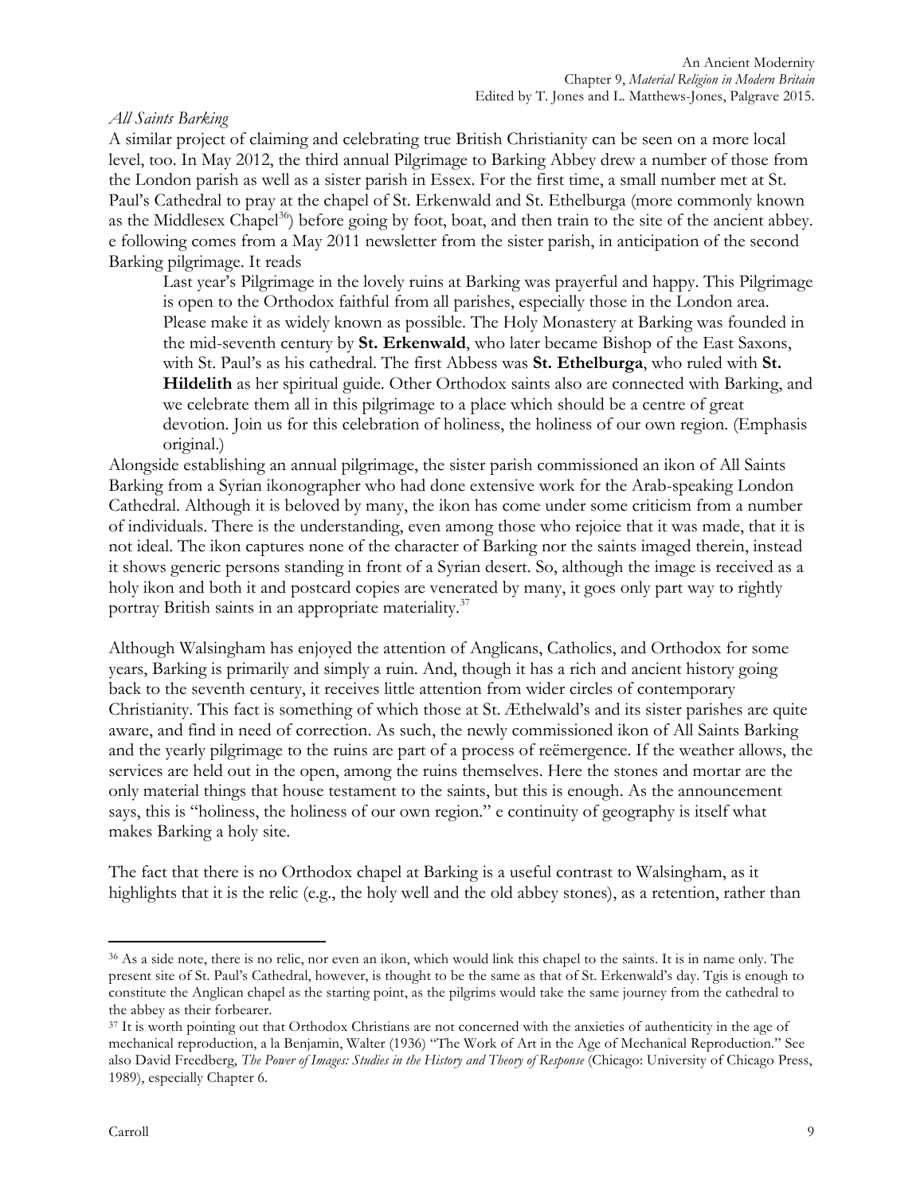*All Saints Barking*

A similar project of claiming and celebrating true British Christianity can be seen on a more local level, too. In May 2012, the third annual Pilgrimage to Barking Abbey drew a number of those from the London parish as well as a sister parish in Essex. For the first time, a small number met at St. Paul's Cathedral to pray at the chapel of St. Erkenwald and St. Ethelburga (more commonly known as the Middlesex Chapel[36]) before going by foot, boat, and then train to the site of the ancient abbey. e following comes from a May 2011 newsletter from the sister parish, in anticipation of the second Barking pilgrimage. It reads

> Last year's Pilgrimage in the lovely ruins at Barking was prayerful and happy. This Pilgrimage is open to the Orthodox faithful from all parishes, especially those in the London area. Please make it as widely known as possible. The Holy Monastery at Barking was founded in the mid-seventh century by **St. Erkenwald**, who later became Bishop of the East Saxons, with St. Paul's as his cathedral. The first Abbess was **St. Ethelburga**, who ruled with **St. Hildelith** as her spiritual guide. Other Orthodox saints also are connected with Barking, and we celebrate them all in this pilgrimage to a place which should be a centre of great devotion. Join us for this celebration of holiness, the holiness of our own region. (Emphasis original.)

Alongside establishing an annual pilgrimage, the sister parish commissioned an ikon of All Saints Barking from a Syrian ikonographer who had done extensive work for the Arab-speaking London Cathedral. Although it is beloved by many, the ikon has come under some criticism from a number of individuals. There is the understanding, even among those who rejoice that it was made, that it is not ideal. The ikon captures none of the character of Barking nor the saints imaged therein, instead it shows generic persons standing in front of a Syrian desert. So, although the image is received as a holy ikon and both it and postcard copies are venerated by many, it goes only part way to rightly portray British saints in an appropriate materiality.[37]

Although Walsingham has enjoyed the attention of Anglicans, Catholics, and Orthodox for some years, Barking is primarily and simply a ruin. And, though it has a rich and ancient history going back to the seventh century, it receives little attention from wider circles of contemporary Christianity. This fact is something of which those at St. Æthelwald's and its sister parishes are quite aware, and find in need of correction. As such, the newly commissioned ikon of All Saints Barking and the yearly pilgrimage to the ruins are part of a process of reëmergence. If the weather allows, the services are held out in the open, among the ruins themselves. Here the stones and mortar are the only material things that house testament to the saints, but this is enough. As the announcement says, this is "holiness, the holiness of our own region." e continuity of geography is itself what makes Barking a holy site.

The fact that there is no Orthodox chapel at Barking is a useful contrast to Walsingham, as it highlights that it is the relic (e.g., the holy well and the old abbey stones), as a retention, rather than

---

[36] As a side note, there is no relic, nor even an ikon, which would link this chapel to the saints. It is in name only. The present site of St. Paul's Cathedral, however, is thought to be the same as that of St. Erkenwald's day. Tgis is enough to constitute the Anglican chapel as the starting point, as the pilgrims would take the same journey from the cathedral to the abbey as their forbearer.

[37] It is worth pointing out that Orthodox Christians are not concerned with the anxieties of authenticity in the age of mechanical reproduction, a la Benjamin, Walter (1936) "The Work of Art in the Age of Mechanical Reproduction." See also David Freedberg, *The Power of Images: Studies in the History and Theory of Response* (Chicago: University of Chicago Press, 1989), especially Chapter 6.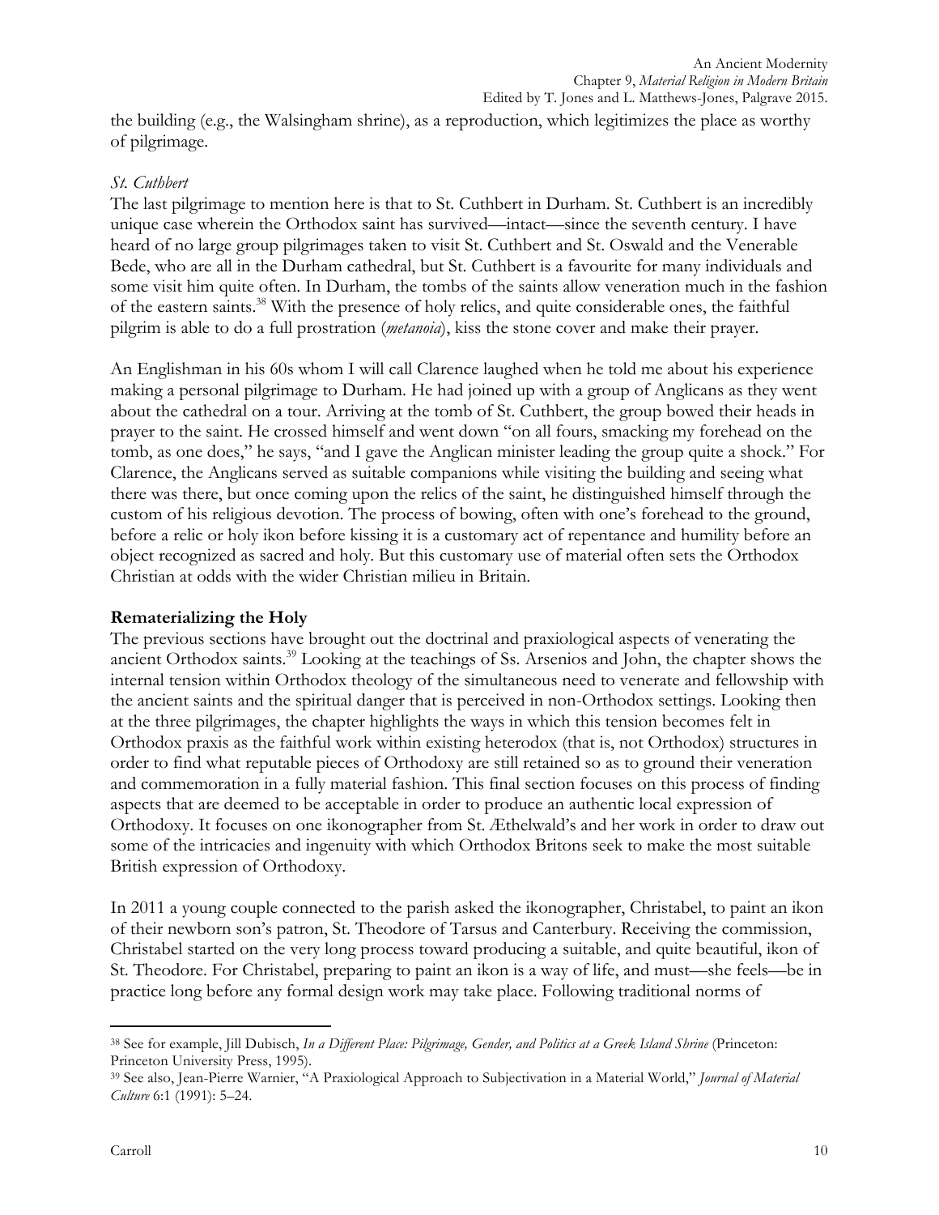the building (e.g., the Walsingham shrine), as a reproduction, which legitimizes the place as worthy of pilgrimage.

*St. Cuthbert*

The last pilgrimage to mention here is that to St. Cuthbert in Durham. St. Cuthbert is an incredibly unique case wherein the Orthodox saint has survived—intact—since the seventh century. I have heard of no large group pilgrimages taken to visit St. Cuthbert and St. Oswald and the Venerable Bede, who are all in the Durham cathedral, but St. Cuthbert is a favourite for many individuals and some visit him quite often. In Durham, the tombs of the saints allow veneration much in the fashion of the eastern saints.[38] With the presence of holy relics, and quite considerable ones, the faithful pilgrim is able to do a full prostration (*metanoia*), kiss the stone cover and make their prayer.

An Englishman in his 60s whom I will call Clarence laughed when he told me about his experience making a personal pilgrimage to Durham. He had joined up with a group of Anglicans as they went about the cathedral on a tour. Arriving at the tomb of St. Cuthbert, the group bowed their heads in prayer to the saint. He crossed himself and went down "on all fours, smacking my forehead on the tomb, as one does," he says, "and I gave the Anglican minister leading the group quite a shock." For Clarence, the Anglicans served as suitable companions while visiting the building and seeing what there was there, but once coming upon the relics of the saint, he distinguished himself through the custom of his religious devotion. The process of bowing, often with one's forehead to the ground, before a relic or holy ikon before kissing it is a customary act of repentance and humility before an object recognized as sacred and holy. But this customary use of material often sets the Orthodox Christian at odds with the wider Christian milieu in Britain.

**Rematerializing the Holy**

The previous sections have brought out the doctrinal and praxiological aspects of venerating the ancient Orthodox saints.[39] Looking at the teachings of Ss. Arsenios and John, the chapter shows the internal tension within Orthodox theology of the simultaneous need to venerate and fellowship with the ancient saints and the spiritual danger that is perceived in non-Orthodox settings. Looking then at the three pilgrimages, the chapter highlights the ways in which this tension becomes felt in Orthodox praxis as the faithful work within existing heterodox (that is, not Orthodox) structures in order to find what reputable pieces of Orthodoxy are still retained so as to ground their veneration and commemoration in a fully material fashion. This final section focuses on this process of finding aspects that are deemed to be acceptable in order to produce an authentic local expression of Orthodoxy. It focuses on one ikonographer from St. Æthelwald's and her work in order to draw out some of the intricacies and ingenuity with which Orthodox Britons seek to make the most suitable British expression of Orthodoxy.

In 2011 a young couple connected to the parish asked the ikonographer, Christabel, to paint an ikon of their newborn son's patron, St. Theodore of Tarsus and Canterbury. Receiving the commission, Christabel started on the very long process toward producing a suitable, and quite beautiful, ikon of St. Theodore. For Christabel, preparing to paint an ikon is a way of life, and must—she feels—be in practice long before any formal design work may take place. Following traditional norms of

---

[38] See for example, Jill Dubisch, *In a Different Place: Pilgrimage, Gender, and Politics at a Greek Island Shrine* (Princeton: Princeton University Press, 1995).

[39] See also, Jean-Pierre Warnier, "A Praxiological Approach to Subjectivation in a Material World," *Journal of Material Culture* 6:1 (1991): 5–24.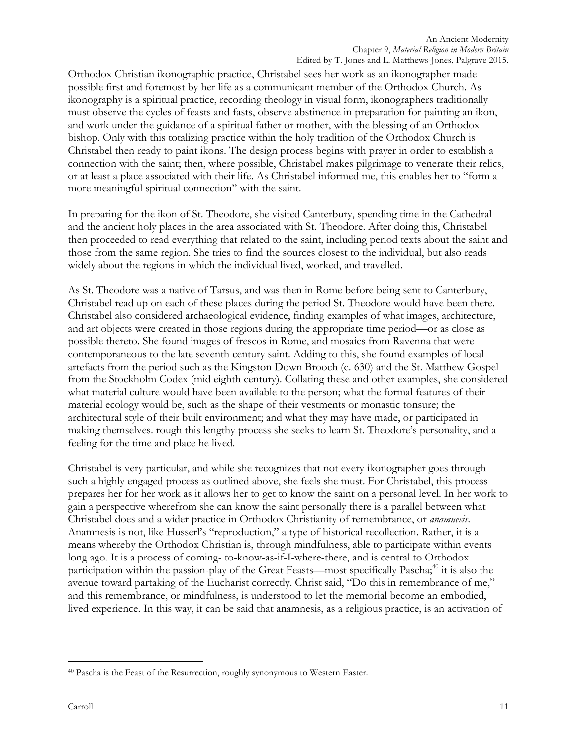Orthodox Christian ikonographic practice, Christabel sees her work as an ikonographer made possible first and foremost by her life as a communicant member of the Orthodox Church. As ikonography is a spiritual practice, recording theology in visual form, ikonographers traditionally must observe the cycles of feasts and fasts, observe abstinence in preparation for painting an ikon, and work under the guidance of a spiritual father or mother, with the blessing of an Orthodox bishop. Only with this totalizing practice within the holy tradition of the Orthodox Church is Christabel then ready to paint ikons. The design process begins with prayer in order to establish a connection with the saint; then, where possible, Christabel makes pilgrimage to venerate their relics, or at least a place associated with their life. As Christabel informed me, this enables her to "form a more meaningful spiritual connection" with the saint.

In preparing for the ikon of St. Theodore, she visited Canterbury, spending time in the Cathedral and the ancient holy places in the area associated with St. Theodore. After doing this, Christabel then proceeded to read everything that related to the saint, including period texts about the saint and those from the same region. She tries to find the sources closest to the individual, but also reads widely about the regions in which the individual lived, worked, and travelled.

As St. Theodore was a native of Tarsus, and was then in Rome before being sent to Canterbury, Christabel read up on each of these places during the period St. Theodore would have been there. Christabel also considered archaeological evidence, finding examples of what images, architecture, and art objects were created in those regions during the appropriate time period—or as close as possible thereto. She found images of frescos in Rome, and mosaics from Ravenna that were contemporaneous to the late seventh century saint. Adding to this, she found examples of local artefacts from the period such as the Kingston Down Brooch (c. 630) and the St. Matthew Gospel from the Stockholm Codex (mid eighth century). Collating these and other examples, she considered what material culture would have been available to the person; what the formal features of their material ecology would be, such as the shape of their vestments or monastic tonsure; the architectural style of their built environment; and what they may have made, or participated in making themselves. rough this lengthy process she seeks to learn St. Theodore's personality, and a feeling for the time and place he lived.

Christabel is very particular, and while she recognizes that not every ikonographer goes through such a highly engaged process as outlined above, she feels she must. For Christabel, this process prepares her for her work as it allows her to get to know the saint on a personal level. In her work to gain a perspective wherefrom she can know the saint personally there is a parallel between what Christabel does and a wider practice in Orthodox Christianity of remembrance, or *anamnesis*. Anamnesis is not, like Husserl's "reproduction," a type of historical recollection. Rather, it is a means whereby the Orthodox Christian is, through mindfulness, able to participate within events long ago. It is a process of coming- to-know-as-if-I-where-there, and is central to Orthodox participation within the passion-play of the Great Feasts—most specifically Pascha;[40] it is also the avenue toward partaking of the Eucharist correctly. Christ said, "Do this in remembrance of me," and this remembrance, or mindfulness, is understood to let the memorial become an embodied, lived experience. In this way, it can be said that anamnesis, as a religious practice, is an activation of

---

[40] Pascha is the Feast of the Resurrection, roughly synonymous to Western Easter.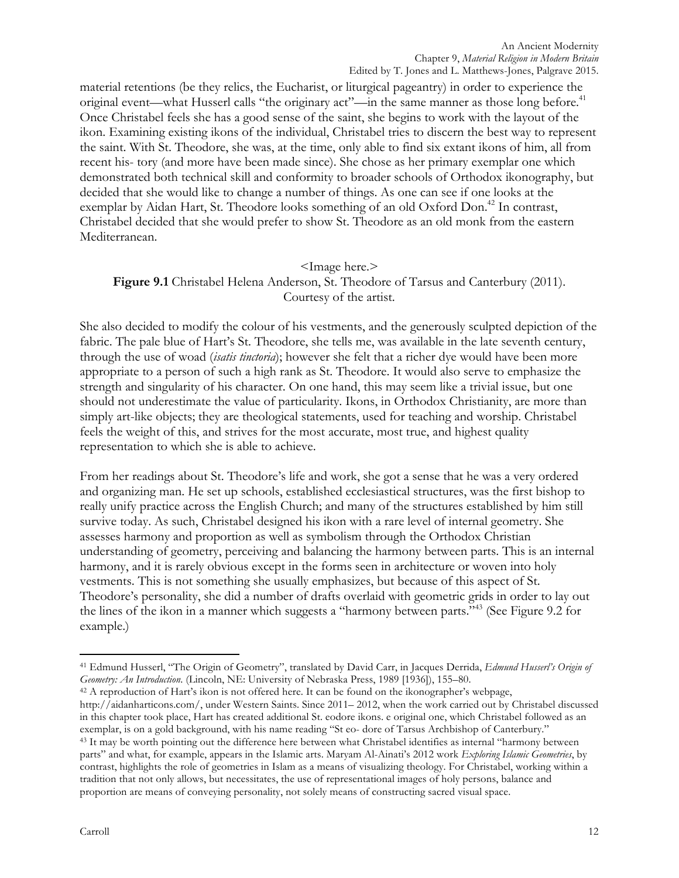material retentions (be they relics, the Eucharist, or liturgical pageantry) in order to experience the original event—what Husserl calls "the originary act"—in the same manner as those long before.[41] Once Christabel feels she has a good sense of the saint, she begins to work with the layout of the ikon. Examining existing ikons of the individual, Christabel tries to discern the best way to represent the saint. With St. Theodore, she was, at the time, only able to find six extant ikons of him, all from recent his- tory (and more have been made since). She chose as her primary exemplar one which demonstrated both technical skill and conformity to broader schools of Orthodox ikonography, but decided that she would like to change a number of things. As one can see if one looks at the exemplar by Aidan Hart, St. Theodore looks something of an old Oxford Don.[42] In contrast, Christabel decided that she would prefer to show St. Theodore as an old monk from the eastern Mediterranean.

<Image here.>

**Figure 9.1** Christabel Helena Anderson, St. Theodore of Tarsus and Canterbury (2011). Courtesy of the artist.

She also decided to modify the colour of his vestments, and the generously sculpted depiction of the fabric. The pale blue of Hart's St. Theodore, she tells me, was available in the late seventh century, through the use of woad (*isatis tinctoria*); however she felt that a richer dye would have been more appropriate to a person of such a high rank as St. Theodore. It would also serve to emphasize the strength and singularity of his character. On one hand, this may seem like a trivial issue, but one should not underestimate the value of particularity. Ikons, in Orthodox Christianity, are more than simply art-like objects; they are theological statements, used for teaching and worship. Christabel feels the weight of this, and strives for the most accurate, most true, and highest quality representation to which she is able to achieve.

From her readings about St. Theodore's life and work, she got a sense that he was a very ordered and organizing man. He set up schools, established ecclesiastical structures, was the first bishop to really unify practice across the English Church; and many of the structures established by him still survive today. As such, Christabel designed his ikon with a rare level of internal geometry. She assesses harmony and proportion as well as symbolism through the Orthodox Christian understanding of geometry, perceiving and balancing the harmony between parts. This is an internal harmony, and it is rarely obvious except in the forms seen in architecture or woven into holy vestments. This is not something she usually emphasizes, but because of this aspect of St. Theodore's personality, she did a number of drafts overlaid with geometric grids in order to lay out the lines of the ikon in a manner which suggests a "harmony between parts."[43] (See Figure 9.2 for example.)

---

[41] Edmund Husserl, "The Origin of Geometry", translated by David Carr, in Jacques Derrida, *Edmund Husserl's Origin of Geometry: An Introduction.* (Lincoln, NE: University of Nebraska Press, 1989 [1936]), 155–80.

[42] A reproduction of Hart's ikon is not offered here. It can be found on the ikonographer's webpage, http://aidanharticons.com/, under Western Saints. Since 2011– 2012, when the work carried out by Christabel discussed in this chapter took place, Hart has created additional St. eodore ikons. e original one, which Christabel followed as an exemplar, is on a gold background, with his name reading "St eo- dore of Tarsus Archbishop of Canterbury."

[43] It may be worth pointing out the difference here between what Christabel identifies as internal "harmony between parts" and what, for example, appears in the Islamic arts. Maryam Al-Ainati's 2012 work *Exploring Islamic Geometries*, by contrast, highlights the role of geometries in Islam as a means of visualizing theology. For Christabel, working within a tradition that not only allows, but necessitates, the use of representational images of holy persons, balance and proportion are means of conveying personality, not solely means of constructing sacred visual space.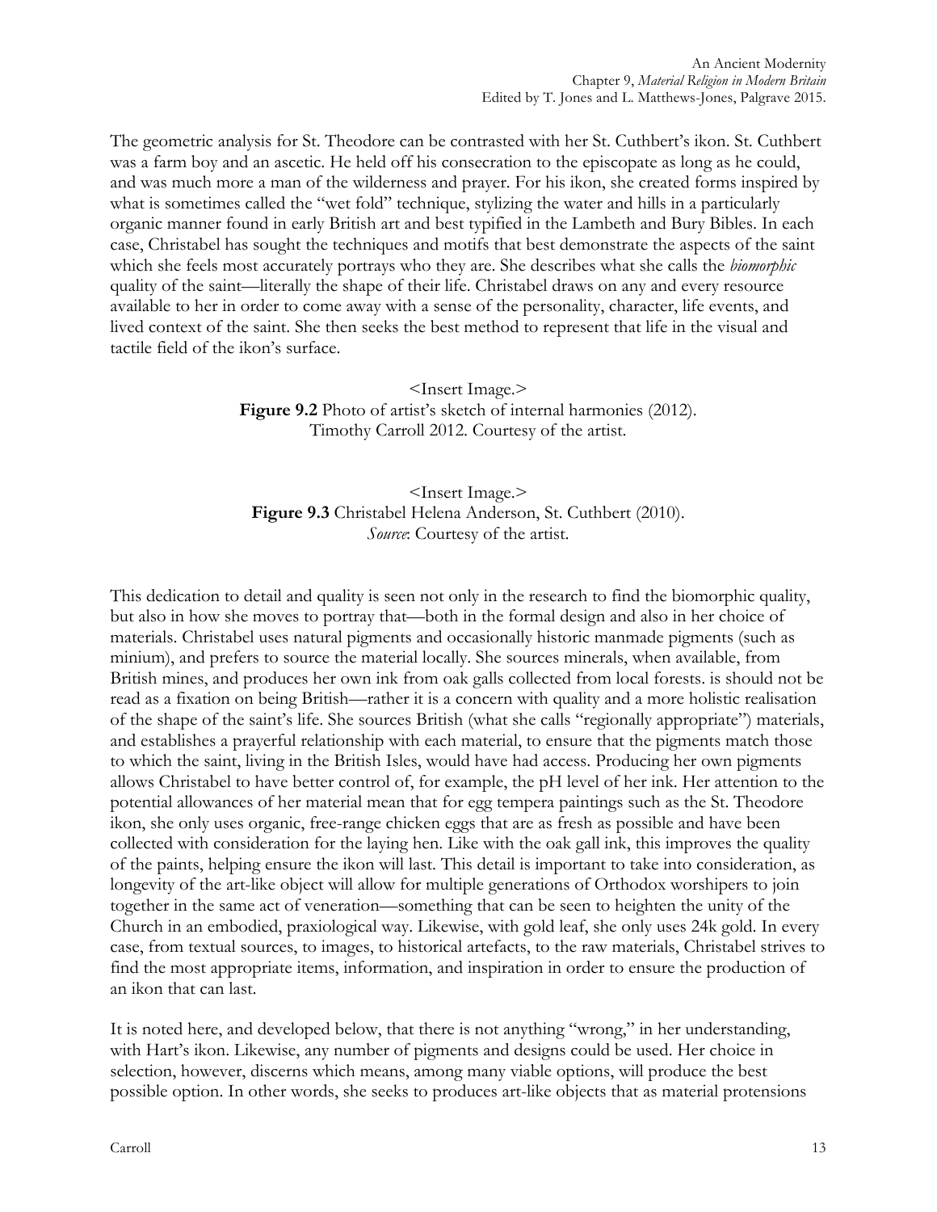The geometric analysis for St. Theodore can be contrasted with her St. Cuthbert's ikon. St. Cuthbert was a farm boy and an ascetic. He held off his consecration to the episcopate as long as he could, and was much more a man of the wilderness and prayer. For his ikon, she created forms inspired by what is sometimes called the "wet fold" technique, stylizing the water and hills in a particularly organic manner found in early British art and best typified in the Lambeth and Bury Bibles. In each case, Christabel has sought the techniques and motifs that best demonstrate the aspects of the saint which she feels most accurately portrays who they are. She describes what she calls the *biomorphic* quality of the saint—literally the shape of their life. Christabel draws on any and every resource available to her in order to come away with a sense of the personality, character, life events, and lived context of the saint. She then seeks the best method to represent that life in the visual and tactile field of the ikon's surface.

<Insert Image.>
**Figure 9.2** Photo of artist's sketch of internal harmonies (2012).
Timothy Carroll 2012. Courtesy of the artist.

<Insert Image.>
**Figure 9.3** Christabel Helena Anderson, St. Cuthbert (2010).
*Source*: Courtesy of the artist.

This dedication to detail and quality is seen not only in the research to find the biomorphic quality, but also in how she moves to portray that—both in the formal design and also in her choice of materials. Christabel uses natural pigments and occasionally historic manmade pigments (such as minium), and prefers to source the material locally. She sources minerals, when available, from British mines, and produces her own ink from oak galls collected from local forests. is should not be read as a fixation on being British—rather it is a concern with quality and a more holistic realisation of the shape of the saint's life. She sources British (what she calls "regionally appropriate") materials, and establishes a prayerful relationship with each material, to ensure that the pigments match those to which the saint, living in the British Isles, would have had access. Producing her own pigments allows Christabel to have better control of, for example, the pH level of her ink. Her attention to the potential allowances of her material mean that for egg tempera paintings such as the St. Theodore ikon, she only uses organic, free-range chicken eggs that are as fresh as possible and have been collected with consideration for the laying hen. Like with the oak gall ink, this improves the quality of the paints, helping ensure the ikon will last. This detail is important to take into consideration, as longevity of the art-like object will allow for multiple generations of Orthodox worshipers to join together in the same act of veneration—something that can be seen to heighten the unity of the Church in an embodied, praxiological way. Likewise, with gold leaf, she only uses 24k gold. In every case, from textual sources, to images, to historical artefacts, to the raw materials, Christabel strives to find the most appropriate items, information, and inspiration in order to ensure the production of an ikon that can last.

It is noted here, and developed below, that there is not anything "wrong," in her understanding, with Hart's ikon. Likewise, any number of pigments and designs could be used. Her choice in selection, however, discerns which means, among many viable options, will produce the best possible option. In other words, she seeks to produces art-like objects that as material protensions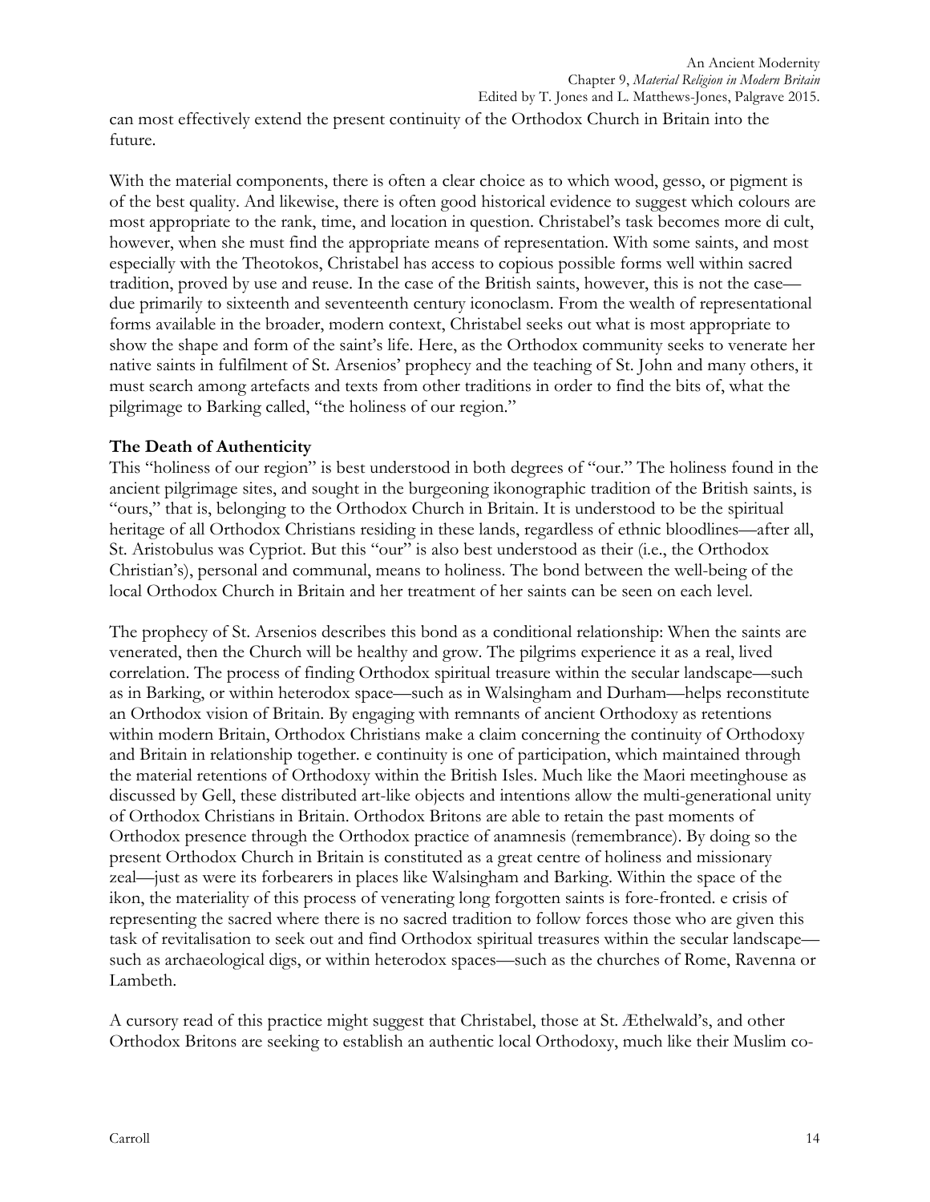can most effectively extend the present continuity of the Orthodox Church in Britain into the future.

With the material components, there is often a clear choice as to which wood, gesso, or pigment is of the best quality. And likewise, there is often good historical evidence to suggest which colours are most appropriate to the rank, time, and location in question. Christabel's task becomes more di cult, however, when she must find the appropriate means of representation. With some saints, and most especially with the Theotokos, Christabel has access to copious possible forms well within sacred tradition, proved by use and reuse. In the case of the British saints, however, this is not the case—due primarily to sixteenth and seventeenth century iconoclasm. From the wealth of representational forms available in the broader, modern context, Christabel seeks out what is most appropriate to show the shape and form of the saint's life. Here, as the Orthodox community seeks to venerate her native saints in fulfilment of St. Arsenios' prophecy and the teaching of St. John and many others, it must search among artefacts and texts from other traditions in order to find the bits of, what the pilgrimage to Barking called, "the holiness of our region."

**The Death of Authenticity**

This "holiness of our region" is best understood in both degrees of "our." The holiness found in the ancient pilgrimage sites, and sought in the burgeoning ikonographic tradition of the British saints, is "ours," that is, belonging to the Orthodox Church in Britain. It is understood to be the spiritual heritage of all Orthodox Christians residing in these lands, regardless of ethnic bloodlines—after all, St. Aristobulus was Cypriot. But this "our" is also best understood as their (i.e., the Orthodox Christian's), personal and communal, means to holiness. The bond between the well-being of the local Orthodox Church in Britain and her treatment of her saints can be seen on each level.

The prophecy of St. Arsenios describes this bond as a conditional relationship: When the saints are venerated, then the Church will be healthy and grow. The pilgrims experience it as a real, lived correlation. The process of finding Orthodox spiritual treasure within the secular landscape—such as in Barking, or within heterodox space—such as in Walsingham and Durham—helps reconstitute an Orthodox vision of Britain. By engaging with remnants of ancient Orthodoxy as retentions within modern Britain, Orthodox Christians make a claim concerning the continuity of Orthodoxy and Britain in relationship together. e continuity is one of participation, which maintained through the material retentions of Orthodoxy within the British Isles. Much like the Maori meetinghouse as discussed by Gell, these distributed art-like objects and intentions allow the multi-generational unity of Orthodox Christians in Britain. Orthodox Britons are able to retain the past moments of Orthodox presence through the Orthodox practice of anamnesis (remembrance). By doing so the present Orthodox Church in Britain is constituted as a great centre of holiness and missionary zeal—just as were its forbearers in places like Walsingham and Barking. Within the space of the ikon, the materiality of this process of venerating long forgotten saints is fore-fronted. e crisis of representing the sacred where there is no sacred tradition to follow forces those who are given this task of revitalisation to seek out and find Orthodox spiritual treasures within the secular landscape—such as archaeological digs, or within heterodox spaces—such as the churches of Rome, Ravenna or Lambeth.

A cursory read of this practice might suggest that Christabel, those at St. Æthelwald's, and other Orthodox Britons are seeking to establish an authentic local Orthodoxy, much like their Muslim co-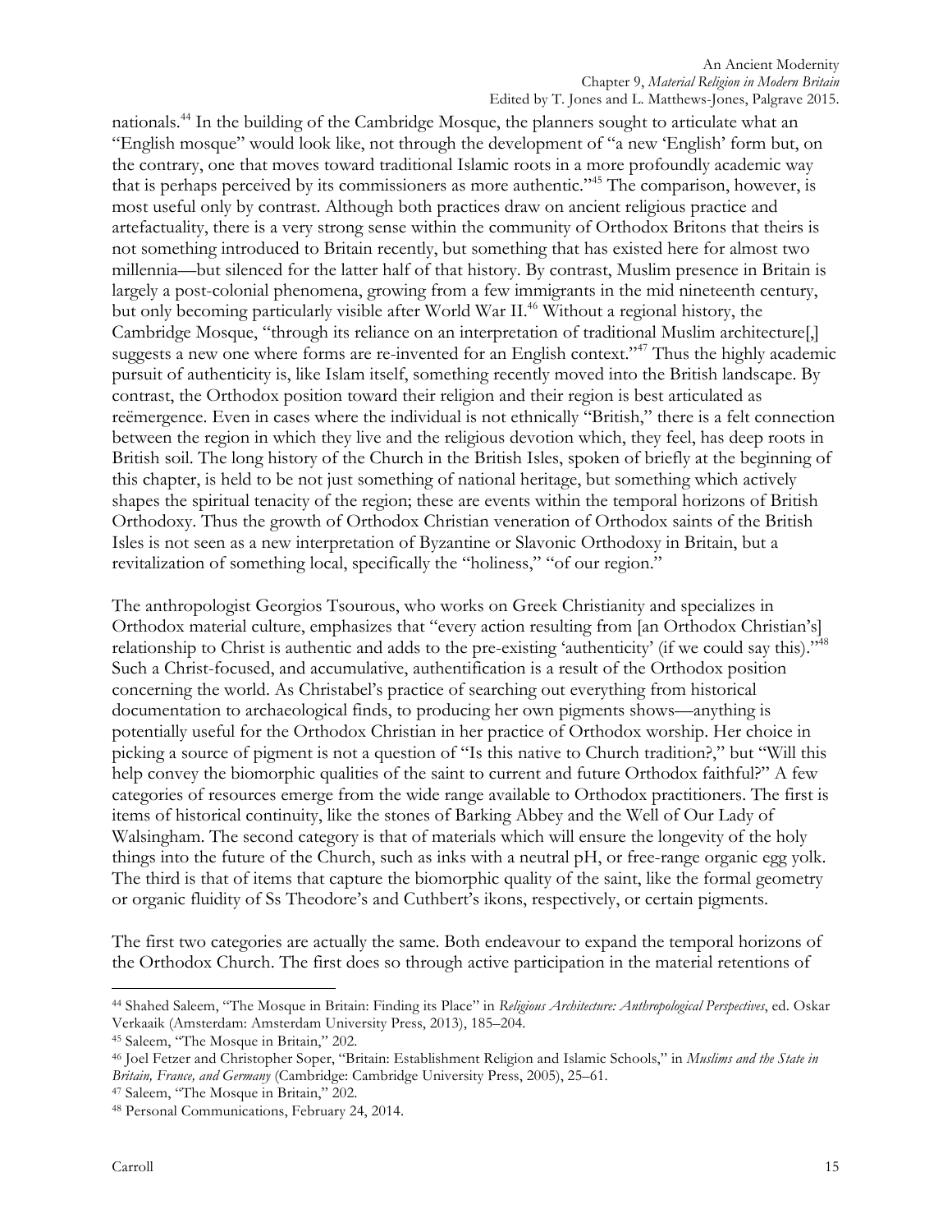nationals.[44] In the building of the Cambridge Mosque, the planners sought to articulate what an "English mosque" would look like, not through the development of "a new 'English' form but, on the contrary, one that moves toward traditional Islamic roots in a more profoundly academic way that is perhaps perceived by its commissioners as more authentic."[45] The comparison, however, is most useful only by contrast. Although both practices draw on ancient religious practice and artefactuality, there is a very strong sense within the community of Orthodox Britons that theirs is not something introduced to Britain recently, but something that has existed here for almost two millennia—but silenced for the latter half of that history. By contrast, Muslim presence in Britain is largely a post-colonial phenomena, growing from a few immigrants in the mid nineteenth century, but only becoming particularly visible after World War II.[46] Without a regional history, the Cambridge Mosque, "through its reliance on an interpretation of traditional Muslim architecture[,] suggests a new one where forms are re-invented for an English context."[47] Thus the highly academic pursuit of authenticity is, like Islam itself, something recently moved into the British landscape. By contrast, the Orthodox position toward their religion and their region is best articulated as reëmergence. Even in cases where the individual is not ethnically "British," there is a felt connection between the region in which they live and the religious devotion which, they feel, has deep roots in British soil. The long history of the Church in the British Isles, spoken of briefly at the beginning of this chapter, is held to be not just something of national heritage, but something which actively shapes the spiritual tenacity of the region; these are events within the temporal horizons of British Orthodoxy. Thus the growth of Orthodox Christian veneration of Orthodox saints of the British Isles is not seen as a new interpretation of Byzantine or Slavonic Orthodoxy in Britain, but a revitalization of something local, specifically the "holiness," "of our region."

The anthropologist Georgios Tsourous, who works on Greek Christianity and specializes in Orthodox material culture, emphasizes that "every action resulting from [an Orthodox Christian's] relationship to Christ is authentic and adds to the pre-existing 'authenticity' (if we could say this)."[48] Such a Christ-focused, and accumulative, authentification is a result of the Orthodox position concerning the world. As Christabel's practice of searching out everything from historical documentation to archaeological finds, to producing her own pigments shows—anything is potentially useful for the Orthodox Christian in her practice of Orthodox worship. Her choice in picking a source of pigment is not a question of "Is this native to Church tradition?," but "Will this help convey the biomorphic qualities of the saint to current and future Orthodox faithful?" A few categories of resources emerge from the wide range available to Orthodox practitioners. The first is items of historical continuity, like the stones of Barking Abbey and the Well of Our Lady of Walsingham. The second category is that of materials which will ensure the longevity of the holy things into the future of the Church, such as inks with a neutral pH, or free-range organic egg yolk. The third is that of items that capture the biomorphic quality of the saint, like the formal geometry or organic fluidity of Ss Theodore's and Cuthbert's ikons, respectively, or certain pigments.

The first two categories are actually the same. Both endeavour to expand the temporal horizons of the Orthodox Church. The first does so through active participation in the material retentions of

---

[44] Shahed Saleem, "The Mosque in Britain: Finding its Place" in *Religious Architecture: Anthropological Perspectives*, ed. Oskar Verkaaik (Amsterdam: Amsterdam University Press, 2013), 185–204.

[45] Saleem, "The Mosque in Britain," 202.

[46] Joel Fetzer and Christopher Soper, "Britain: Establishment Religion and Islamic Schools," in *Muslims and the State in Britain, France, and Germany* (Cambridge: Cambridge University Press, 2005), 25–61.

[47] Saleem, "The Mosque in Britain," 202.

[48] Personal Communications, February 24, 2014.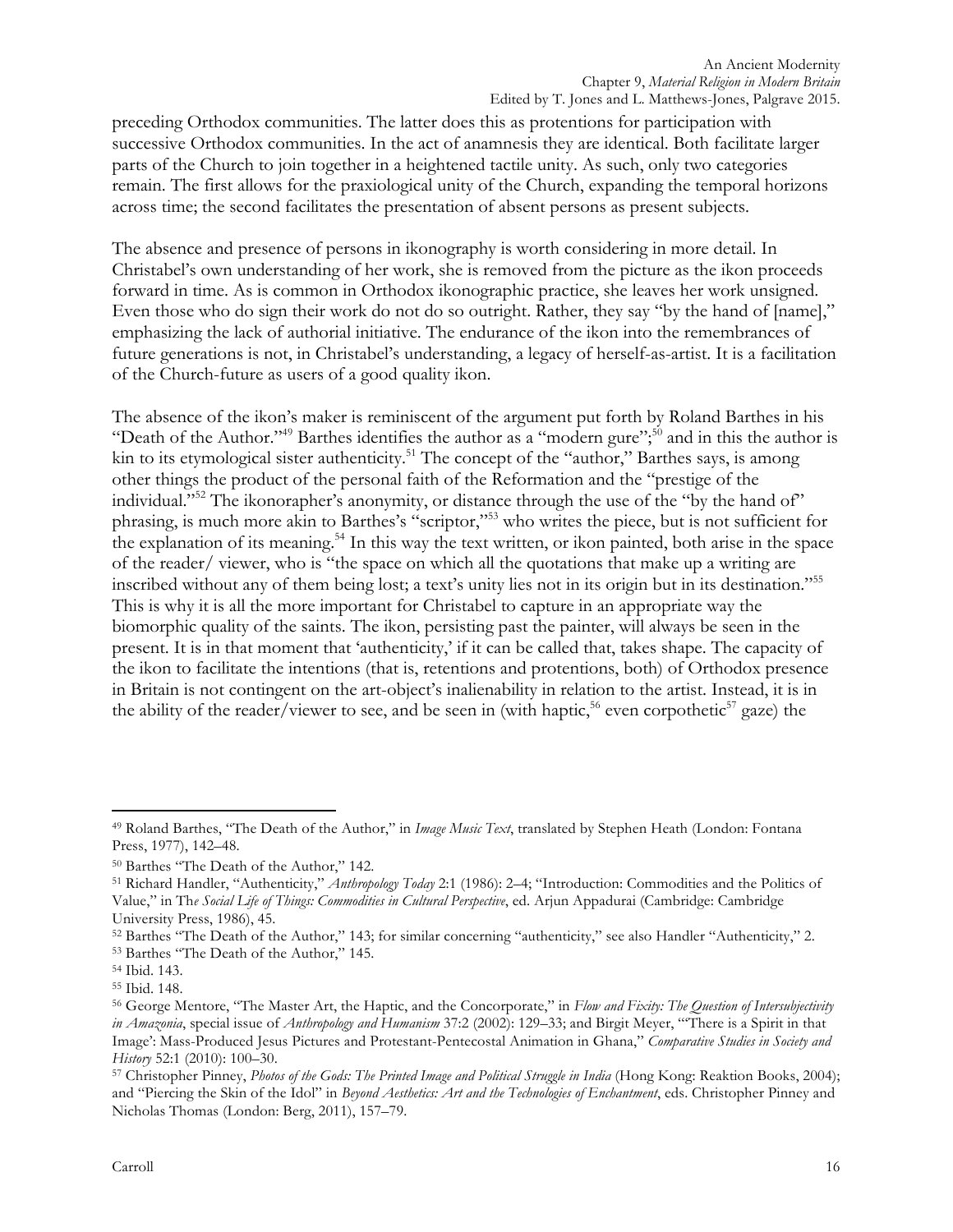preceding Orthodox communities. The latter does this as protentions for participation with successive Orthodox communities. In the act of anamnesis they are identical. Both facilitate larger parts of the Church to join together in a heightened tactile unity. As such, only two categories remain. The first allows for the praxiological unity of the Church, expanding the temporal horizons across time; the second facilitates the presentation of absent persons as present subjects.

The absence and presence of persons in ikonography is worth considering in more detail. In Christabel's own understanding of her work, she is removed from the picture as the ikon proceeds forward in time. As is common in Orthodox ikonographic practice, she leaves her work unsigned. Even those who do sign their work do not do so outright. Rather, they say "by the hand of [name]," emphasizing the lack of authorial initiative. The endurance of the ikon into the remembrances of future generations is not, in Christabel's understanding, a legacy of herself-as-artist. It is a facilitation of the Church-future as users of a good quality ikon.

The absence of the ikon's maker is reminiscent of the argument put forth by Roland Barthes in his "Death of the Author."[49] Barthes identifies the author as a "modern gure";[50] and in this the author is kin to its etymological sister authenticity.[51] The concept of the "author," Barthes says, is among other things the product of the personal faith of the Reformation and the "prestige of the individual."[52] The ikonorapher's anonymity, or distance through the use of the "by the hand of" phrasing, is much more akin to Barthes's "scriptor,"[53] who writes the piece, but is not sufficient for the explanation of its meaning.[54] In this way the text written, or ikon painted, both arise in the space of the reader/ viewer, who is "the space on which all the quotations that make up a writing are inscribed without any of them being lost; a text's unity lies not in its origin but in its destination."[55] This is why it is all the more important for Christabel to capture in an appropriate way the biomorphic quality of the saints. The ikon, persisting past the painter, will always be seen in the present. It is in that moment that 'authenticity,' if it can be called that, takes shape. The capacity of the ikon to facilitate the intentions (that is, retentions and protentions, both) of Orthodox presence in Britain is not contingent on the art-object's inalienability in relation to the artist. Instead, it is in the ability of the reader/viewer to see, and be seen in (with haptic,[56] even corpothetic[57] gaze) the

---

[49] Roland Barthes, "The Death of the Author," in *Image Music Text*, translated by Stephen Heath (London: Fontana Press, 1977), 142–48.

[50] Barthes "The Death of the Author," 142.

[51] Richard Handler, "Authenticity," *Anthropology Today* 2:1 (1986): 2–4; "Introduction: Commodities and the Politics of Value," in *The Social Life of Things: Commodities in Cultural Perspective*, ed. Arjun Appadurai (Cambridge: Cambridge University Press, 1986), 45.

[52] Barthes "The Death of the Author," 143; for similar concerning "authenticity," see also Handler "Authenticity," 2.

[53] Barthes "The Death of the Author," 145.

[54] Ibid. 143.

[55] Ibid. 148.

[56] George Mentore, "The Master Art, the Haptic, and the Concorporate," in *Flow and Fixity: The Question of Intersubjectivity in Amazonia*, special issue of *Anthropology and Humanism* 37:2 (2002): 129–33; and Birgit Meyer, "'There is a Spirit in that Image': Mass-Produced Jesus Pictures and Protestant-Pentecostal Animation in Ghana," *Comparative Studies in Society and History* 52:1 (2010): 100–30.

[57] Christopher Pinney, *Photos of the Gods: The Printed Image and Political Struggle in India* (Hong Kong: Reaktion Books, 2004); and "Piercing the Skin of the Idol" in *Beyond Aesthetics: Art and the Technologies of Enchantment*, eds. Christopher Pinney and Nicholas Thomas (London: Berg, 2011), 157–79.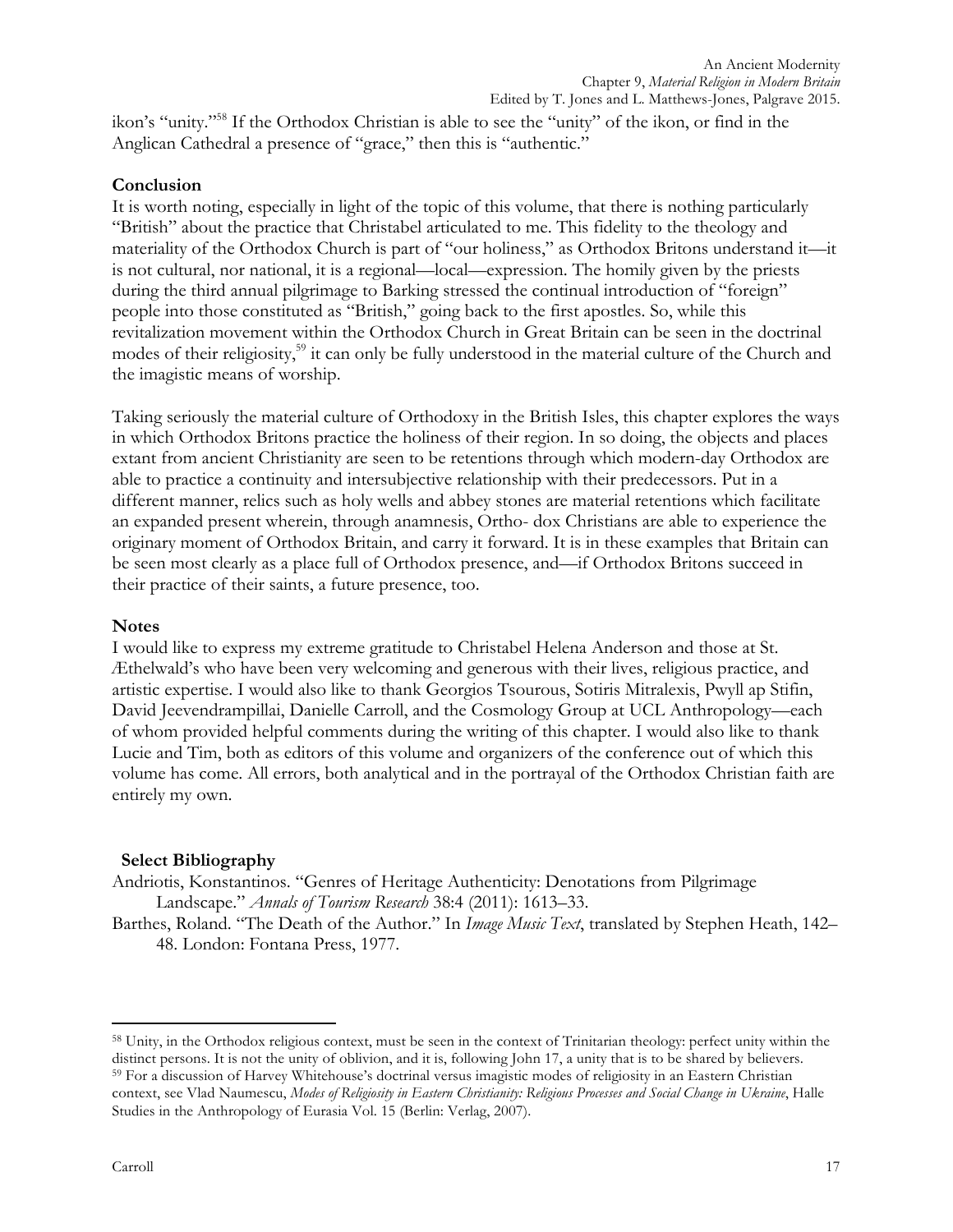ikon's "unity."[58] If the Orthodox Christian is able to see the "unity" of the ikon, or find in the Anglican Cathedral a presence of "grace," then this is "authentic."

## Conclusion

It is worth noting, especially in light of the topic of this volume, that there is nothing particularly "British" about the practice that Christabel articulated to me. This fidelity to the theology and materiality of the Orthodox Church is part of "our holiness," as Orthodox Britons understand it—it is not cultural, nor national, it is a regional—local—expression. The homily given by the priests during the third annual pilgrimage to Barking stressed the continual introduction of "foreign" people into those constituted as "British," going back to the first apostles. So, while this revitalization movement within the Orthodox Church in Great Britain can be seen in the doctrinal modes of their religiosity,[59] it can only be fully understood in the material culture of the Church and the imagistic means of worship.

Taking seriously the material culture of Orthodoxy in the British Isles, this chapter explores the ways in which Orthodox Britons practice the holiness of their region. In so doing, the objects and places extant from ancient Christianity are seen to be retentions through which modern-day Orthodox are able to practice a continuity and intersubjective relationship with their predecessors. Put in a different manner, relics such as holy wells and abbey stones are material retentions which facilitate an expanded present wherein, through anamnesis, Ortho- dox Christians are able to experience the originary moment of Orthodox Britain, and carry it forward. It is in these examples that Britain can be seen most clearly as a place full of Orthodox presence, and—if Orthodox Britons succeed in their practice of their saints, a future presence, too.

## Notes

I would like to express my extreme gratitude to Christabel Helena Anderson and those at St. Æthelwald's who have been very welcoming and generous with their lives, religious practice, and artistic expertise. I would also like to thank Georgios Tsourous, Sotiris Mitralexis, Pwyll ap Stifin, David Jeevendrampillai, Danielle Carroll, and the Cosmology Group at UCL Anthropology—each of whom provided helpful comments during the writing of this chapter. I would also like to thank Lucie and Tim, both as editors of this volume and organizers of the conference out of which this volume has come. All errors, both analytical and in the portrayal of the Orthodox Christian faith are entirely my own.

## Select Bibliography

Andriotis, Konstantinos. "Genres of Heritage Authenticity: Denotations from Pilgrimage Landscape." *Annals of Tourism Research* 38:4 (2011): 1613–33.

Barthes, Roland. "The Death of the Author." In *Image Music Text*, translated by Stephen Heath, 142–48. London: Fontana Press, 1977.

---

[58] Unity, in the Orthodox religious context, must be seen in the context of Trinitarian theology: perfect unity within the distinct persons. It is not the unity of oblivion, and it is, following John 17, a unity that is to be shared by believers.

[59] For a discussion of Harvey Whitehouse's doctrinal versus imagistic modes of religiosity in an Eastern Christian context, see Vlad Naumescu, *Modes of Religiosity in Eastern Christianity: Religious Processes and Social Change in Ukraine*, Halle Studies in the Anthropology of Eurasia Vol. 15 (Berlin: Verlag, 2007).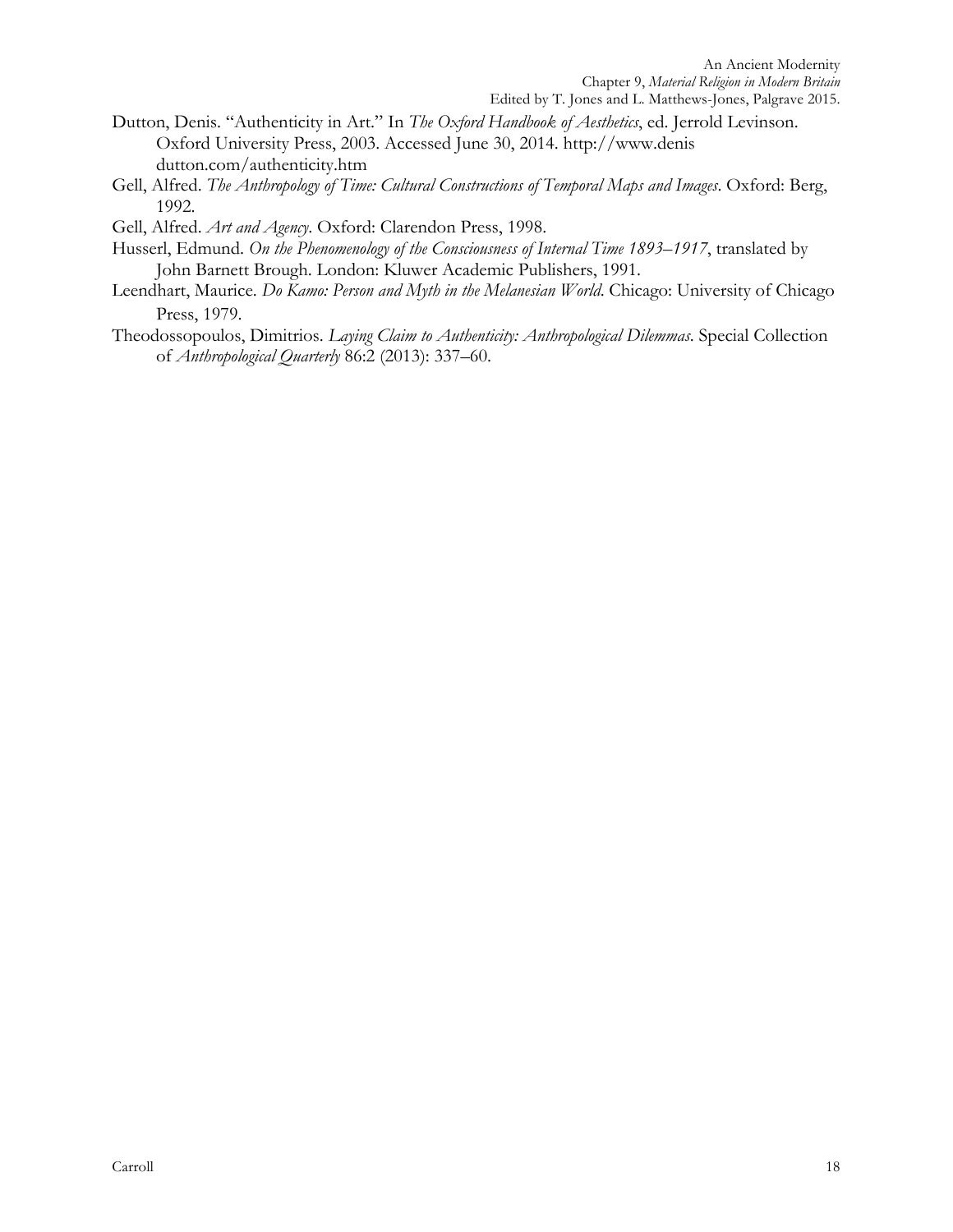Dutton, Denis. "Authenticity in Art." In *The Oxford Handbook of Aesthetics*, ed. Jerrold Levinson. Oxford University Press, 2003. Accessed June 30, 2014. http://www.denis dutton.com/authenticity.htm

Gell, Alfred. *The Anthropology of Time: Cultural Constructions of Temporal Maps and Images*. Oxford: Berg, 1992.

Gell, Alfred. *Art and Agency*. Oxford: Clarendon Press, 1998.

Husserl, Edmund. *On the Phenomenology of the Consciousness of Internal Time 1893–1917*, translated by John Barnett Brough. London: Kluwer Academic Publishers, 1991.

Leendhart, Maurice. *Do Kamo: Person and Myth in the Melanesian World*. Chicago: University of Chicago Press, 1979.

Theodossopoulos, Dimitrios. *Laying Claim to Authenticity: Anthropological Dilemmas*. Special Collection of *Anthropological Quarterly* 86:2 (2013): 337–60.